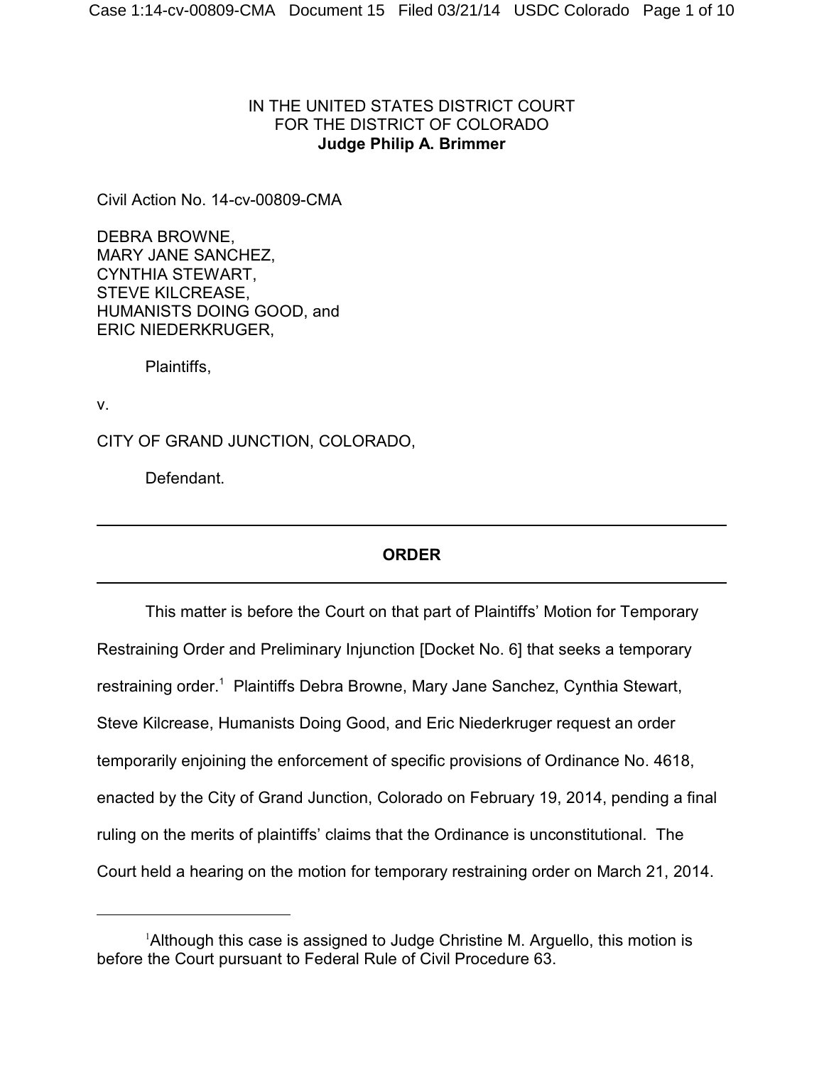IN THE UNITED STATES DISTRICT COURT
FOR THE DISTRICT OF COLORADO
**Judge Philip A. Brimmer**

Civil Action No. 14-cv-00809-CMA

DEBRA BROWNE,
MARY JANE SANCHEZ,
CYNTHIA STEWART,
STEVE KILCREASE,
HUMANISTS DOING GOOD, and
ERIC NIEDERKRUGER,

Plaintiffs,

v.

CITY OF GRAND JUNCTION, COLORADO,

Defendant.

---

**ORDER**

---

This matter is before the Court on that part of Plaintiffs' Motion for Temporary Restraining Order and Preliminary Injunction [Docket No. 6] that seeks a temporary restraining order.[1] Plaintiffs Debra Browne, Mary Jane Sanchez, Cynthia Stewart, Steve Kilcrease, Humanists Doing Good, and Eric Niederkruger request an order temporarily enjoining the enforcement of specific provisions of Ordinance No. 4618, enacted by the City of Grand Junction, Colorado on February 19, 2014, pending a final ruling on the merits of plaintiffs' claims that the Ordinance is unconstitutional. The Court held a hearing on the motion for temporary restraining order on March 21, 2014.

---

[1] Although this case is assigned to Judge Christine M. Arguello, this motion is before the Court pursuant to Federal Rule of Civil Procedure 63.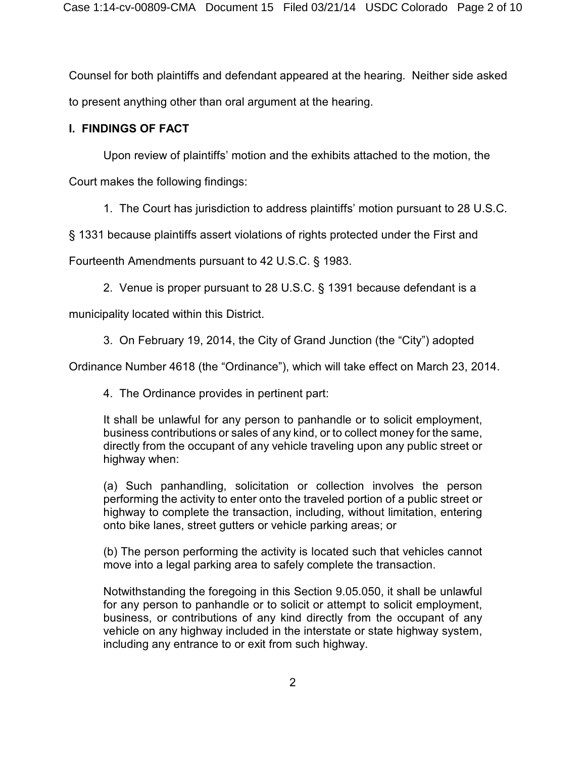Counsel for both plaintiffs and defendant appeared at the hearing. Neither side asked to present anything other than oral argument at the hearing.

## I. FINDINGS OF FACT

Upon review of plaintiffs' motion and the exhibits attached to the motion, the Court makes the following findings:

1. The Court has jurisdiction to address plaintiffs' motion pursuant to 28 U.S.C. § 1331 because plaintiffs assert violations of rights protected under the First and Fourteenth Amendments pursuant to 42 U.S.C. § 1983.

2. Venue is proper pursuant to 28 U.S.C. § 1391 because defendant is a municipality located within this District.

3. On February 19, 2014, the City of Grand Junction (the "City") adopted Ordinance Number 4618 (the "Ordinance"), which will take effect on March 23, 2014.

4. The Ordinance provides in pertinent part:

> It shall be unlawful for any person to panhandle or to solicit employment, business contributions or sales of any kind, or to collect money for the same, directly from the occupant of any vehicle traveling upon any public street or highway when:
>
> (a) Such panhandling, solicitation or collection involves the person performing the activity to enter onto the traveled portion of a public street or highway to complete the transaction, including, without limitation, entering onto bike lanes, street gutters or vehicle parking areas; or
>
> (b) The person performing the activity is located such that vehicles cannot move into a legal parking area to safely complete the transaction.
>
> Notwithstanding the foregoing in this Section 9.05.050, it shall be unlawful for any person to panhandle or to solicit or attempt to solicit employment, business, or contributions of any kind directly from the occupant of any vehicle on any highway included in the interstate or state highway system, including any entrance to or exit from such highway.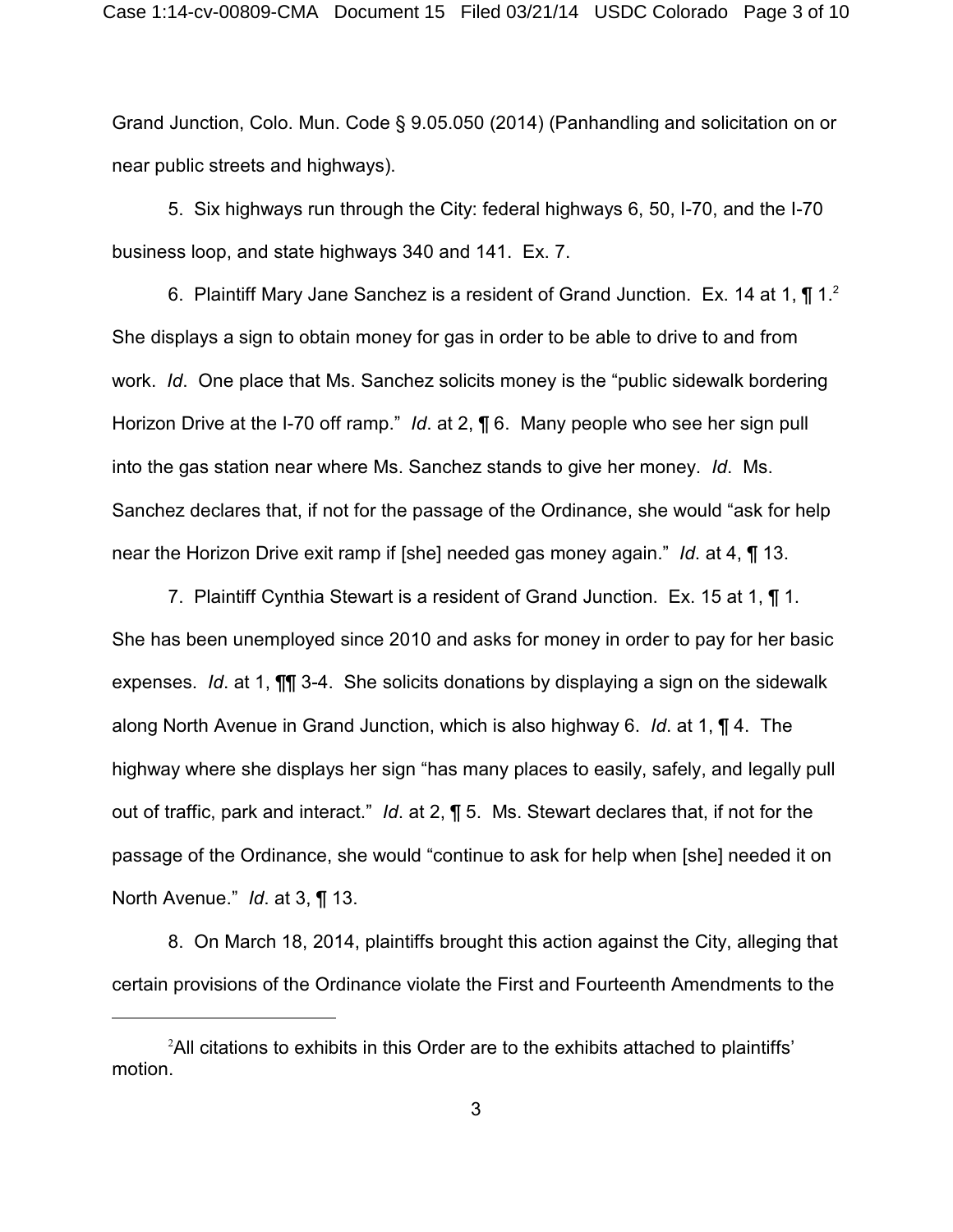Grand Junction, Colo. Mun. Code § 9.05.050 (2014) (Panhandling and solicitation on or near public streets and highways).

5. Six highways run through the City: federal highways 6, 50, I-70, and the I-70 business loop, and state highways 340 and 141. Ex. 7.

6. Plaintiff Mary Jane Sanchez is a resident of Grand Junction. Ex. 14 at 1, ¶ 1.[2] She displays a sign to obtain money for gas in order to be able to drive to and from work. *Id*. One place that Ms. Sanchez solicits money is the "public sidewalk bordering Horizon Drive at the I-70 off ramp." *Id*. at 2, ¶ 6. Many people who see her sign pull into the gas station near where Ms. Sanchez stands to give her money. *Id*. Ms. Sanchez declares that, if not for the passage of the Ordinance, she would "ask for help near the Horizon Drive exit ramp if [she] needed gas money again." *Id*. at 4, ¶ 13.

7. Plaintiff Cynthia Stewart is a resident of Grand Junction. Ex. 15 at 1, ¶ 1. She has been unemployed since 2010 and asks for money in order to pay for her basic expenses. *Id*. at 1, ¶¶ 3-4. She solicits donations by displaying a sign on the sidewalk along North Avenue in Grand Junction, which is also highway 6. *Id*. at 1, ¶ 4. The highway where she displays her sign "has many places to easily, safely, and legally pull out of traffic, park and interact." *Id*. at 2, ¶ 5. Ms. Stewart declares that, if not for the passage of the Ordinance, she would "continue to ask for help when [she] needed it on North Avenue." *Id*. at 3, ¶ 13.

8. On March 18, 2014, plaintiffs brought this action against the City, alleging that certain provisions of the Ordinance violate the First and Fourteenth Amendments to the

[2] All citations to exhibits in this Order are to the exhibits attached to plaintiffs' motion.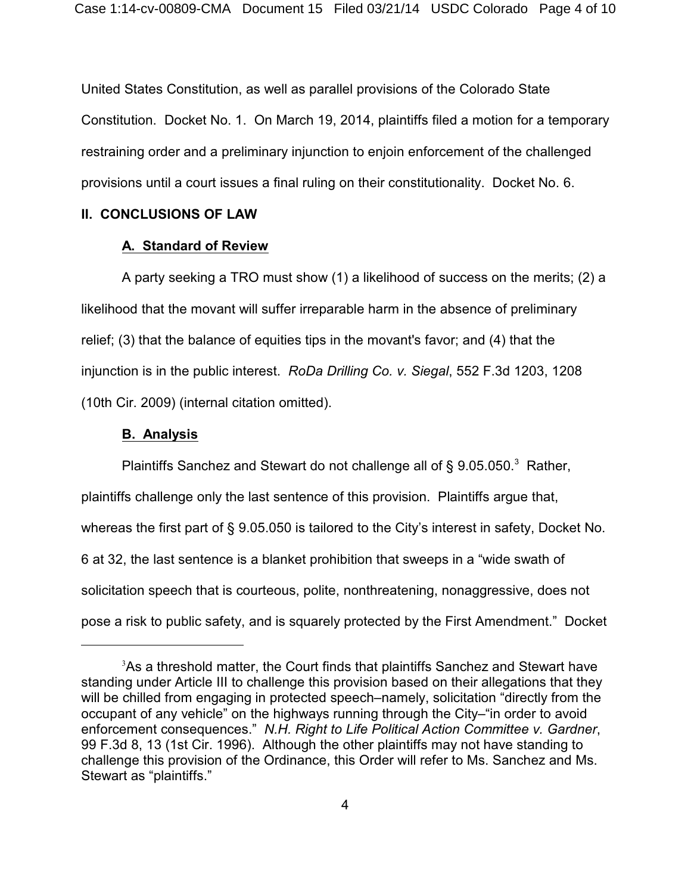United States Constitution, as well as parallel provisions of the Colorado State Constitution. Docket No. 1. On March 19, 2014, plaintiffs filed a motion for a temporary restraining order and a preliminary injunction to enjoin enforcement of the challenged provisions until a court issues a final ruling on their constitutionality. Docket No. 6.

## II. CONCLUSIONS OF LAW

### A. Standard of Review

A party seeking a TRO must show (1) a likelihood of success on the merits; (2) a likelihood that the movant will suffer irreparable harm in the absence of preliminary relief; (3) that the balance of equities tips in the movant's favor; and (4) that the injunction is in the public interest. *RoDa Drilling Co. v. Siegal*, 552 F.3d 1203, 1208 (10th Cir. 2009) (internal citation omitted).

### B. Analysis

Plaintiffs Sanchez and Stewart do not challenge all of § 9.05.050.[3] Rather, plaintiffs challenge only the last sentence of this provision. Plaintiffs argue that, whereas the first part of § 9.05.050 is tailored to the City's interest in safety, Docket No. 6 at 32, the last sentence is a blanket prohibition that sweeps in a "wide swath of solicitation speech that is courteous, polite, nonthreatening, nonaggressive, does not pose a risk to public safety, and is squarely protected by the First Amendment." Docket

---

[3]As a threshold matter, the Court finds that plaintiffs Sanchez and Stewart have standing under Article III to challenge this provision based on their allegations that they will be chilled from engaging in protected speech–namely, solicitation "directly from the occupant of any vehicle" on the highways running through the City–"in order to avoid enforcement consequences." *N.H. Right to Life Political Action Committee v. Gardner*, 99 F.3d 8, 13 (1st Cir. 1996). Although the other plaintiffs may not have standing to challenge this provision of the Ordinance, this Order will refer to Ms. Sanchez and Ms. Stewart as "plaintiffs."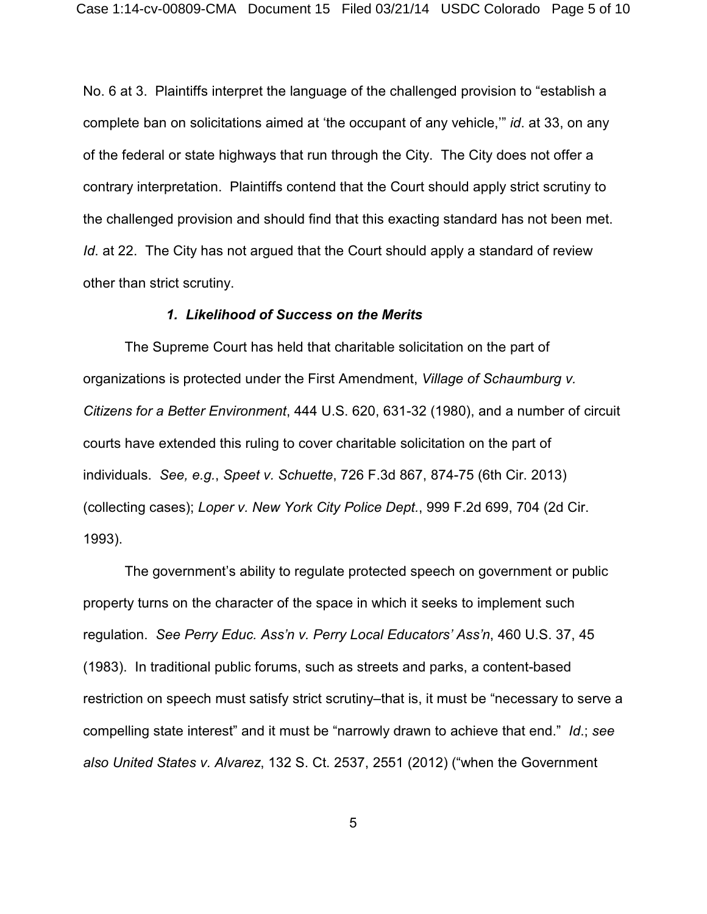No. 6 at 3. Plaintiffs interpret the language of the challenged provision to "establish a complete ban on solicitations aimed at 'the occupant of any vehicle,'" *id*. at 33, on any of the federal or state highways that run through the City. The City does not offer a contrary interpretation. Plaintiffs contend that the Court should apply strict scrutiny to the challenged provision and should find that this exacting standard has not been met. *Id*. at 22. The City has not argued that the Court should apply a standard of review other than strict scrutiny.

### *1. Likelihood of Success on the Merits*

The Supreme Court has held that charitable solicitation on the part of organizations is protected under the First Amendment, *Village of Schaumburg v. Citizens for a Better Environment*, 444 U.S. 620, 631-32 (1980), and a number of circuit courts have extended this ruling to cover charitable solicitation on the part of individuals. *See, e.g.*, *Speet v. Schuette*, 726 F.3d 867, 874-75 (6th Cir. 2013) (collecting cases); *Loper v. New York City Police Dept.*, 999 F.2d 699, 704 (2d Cir. 1993).

The government's ability to regulate protected speech on government or public property turns on the character of the space in which it seeks to implement such regulation. *See Perry Educ. Ass'n v. Perry Local Educators' Ass'n*, 460 U.S. 37, 45 (1983). In traditional public forums, such as streets and parks, a content-based restriction on speech must satisfy strict scrutiny–that is, it must be "necessary to serve a compelling state interest" and it must be "narrowly drawn to achieve that end." *Id*.; *see also United States v. Alvarez*, 132 S. Ct. 2537, 2551 (2012) ("when the Government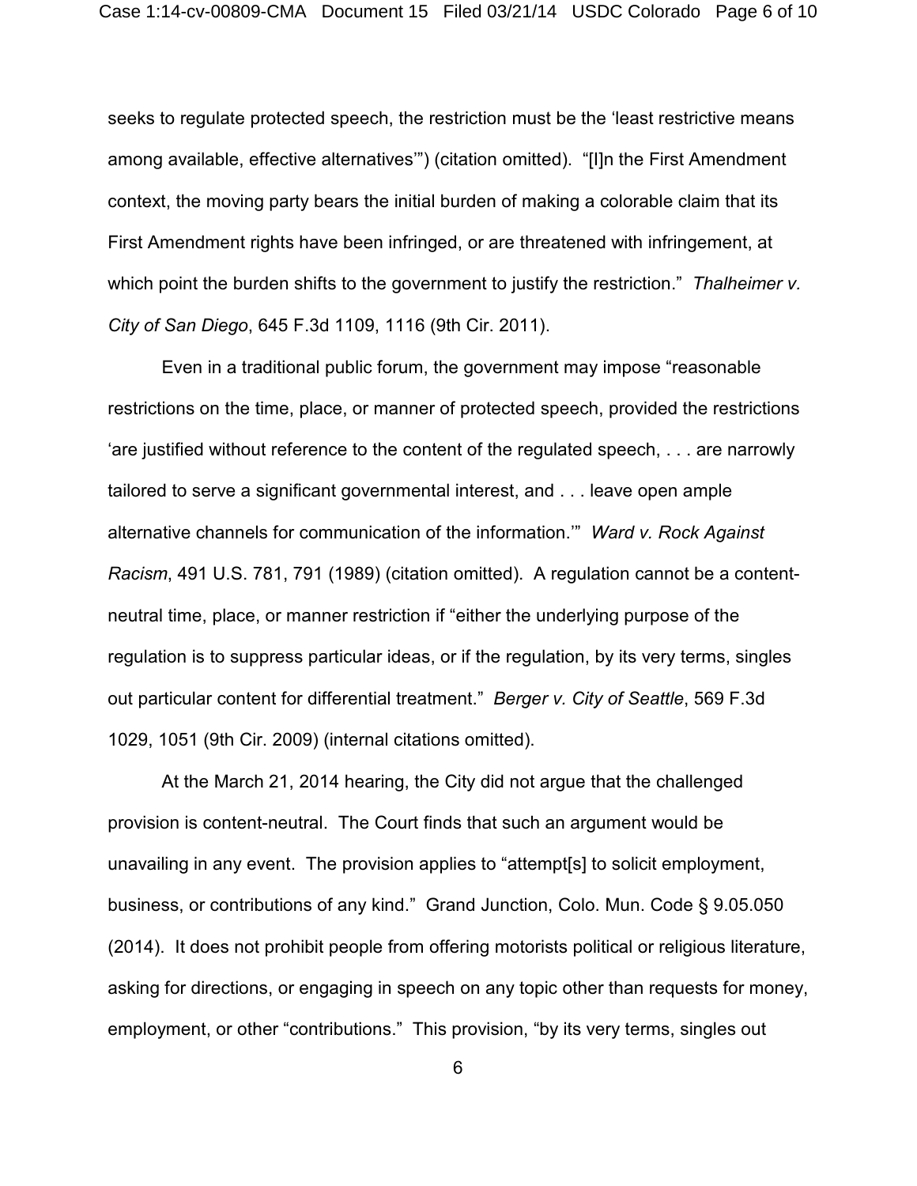seeks to regulate protected speech, the restriction must be the 'least restrictive means among available, effective alternatives'") (citation omitted). "[I]n the First Amendment context, the moving party bears the initial burden of making a colorable claim that its First Amendment rights have been infringed, or are threatened with infringement, at which point the burden shifts to the government to justify the restriction." *Thalheimer v. City of San Diego*, 645 F.3d 1109, 1116 (9th Cir. 2011).

Even in a traditional public forum, the government may impose "reasonable restrictions on the time, place, or manner of protected speech, provided the restrictions 'are justified without reference to the content of the regulated speech, . . . are narrowly tailored to serve a significant governmental interest, and . . . leave open ample alternative channels for communication of the information.'" *Ward v. Rock Against Racism*, 491 U.S. 781, 791 (1989) (citation omitted). A regulation cannot be a content-neutral time, place, or manner restriction if "either the underlying purpose of the regulation is to suppress particular ideas, or if the regulation, by its very terms, singles out particular content for differential treatment." *Berger v. City of Seattle*, 569 F.3d 1029, 1051 (9th Cir. 2009) (internal citations omitted).

At the March 21, 2014 hearing, the City did not argue that the challenged provision is content-neutral. The Court finds that such an argument would be unavailing in any event. The provision applies to "attempt[s] to solicit employment, business, or contributions of any kind." Grand Junction, Colo. Mun. Code § 9.05.050 (2014). It does not prohibit people from offering motorists political or religious literature, asking for directions, or engaging in speech on any topic other than requests for money, employment, or other "contributions." This provision, "by its very terms, singles out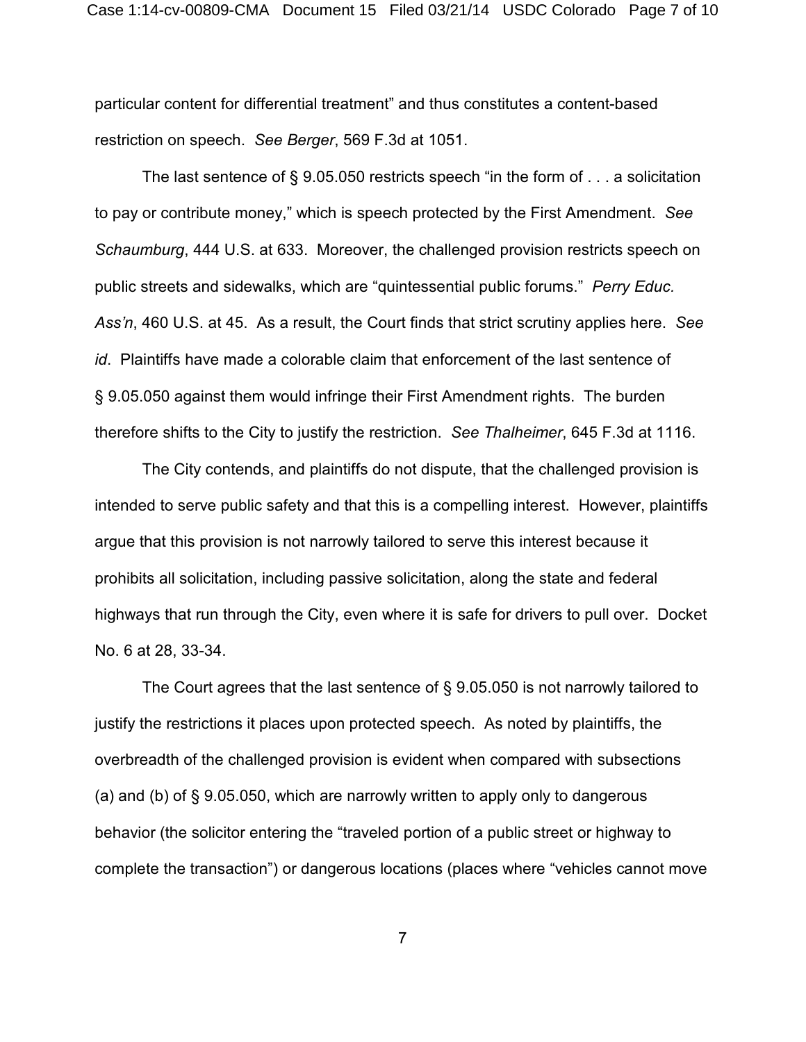particular content for differential treatment" and thus constitutes a content-based restriction on speech. *See Berger*, 569 F.3d at 1051.

The last sentence of § 9.05.050 restricts speech "in the form of . . . a solicitation to pay or contribute money," which is speech protected by the First Amendment. *See Schaumburg*, 444 U.S. at 633. Moreover, the challenged provision restricts speech on public streets and sidewalks, which are "quintessential public forums." *Perry Educ. Ass'n*, 460 U.S. at 45. As a result, the Court finds that strict scrutiny applies here. *See id*. Plaintiffs have made a colorable claim that enforcement of the last sentence of § 9.05.050 against them would infringe their First Amendment rights. The burden therefore shifts to the City to justify the restriction. *See Thalheimer*, 645 F.3d at 1116.

The City contends, and plaintiffs do not dispute, that the challenged provision is intended to serve public safety and that this is a compelling interest. However, plaintiffs argue that this provision is not narrowly tailored to serve this interest because it prohibits all solicitation, including passive solicitation, along the state and federal highways that run through the City, even where it is safe for drivers to pull over. Docket No. 6 at 28, 33-34.

The Court agrees that the last sentence of § 9.05.050 is not narrowly tailored to justify the restrictions it places upon protected speech. As noted by plaintiffs, the overbreadth of the challenged provision is evident when compared with subsections (a) and (b) of § 9.05.050, which are narrowly written to apply only to dangerous behavior (the solicitor entering the "traveled portion of a public street or highway to complete the transaction") or dangerous locations (places where "vehicles cannot move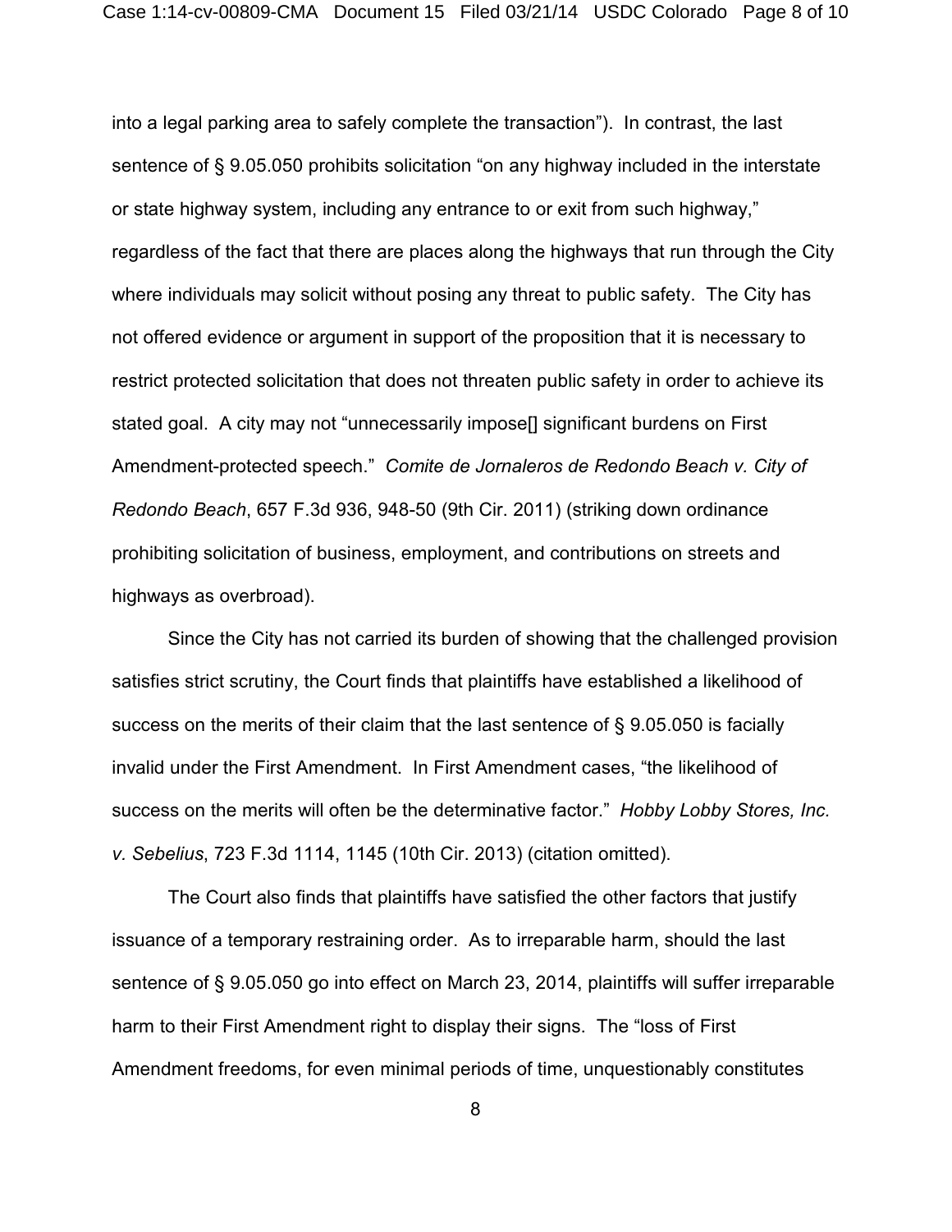into a legal parking area to safely complete the transaction"). In contrast, the last sentence of § 9.05.050 prohibits solicitation "on any highway included in the interstate or state highway system, including any entrance to or exit from such highway," regardless of the fact that there are places along the highways that run through the City where individuals may solicit without posing any threat to public safety. The City has not offered evidence or argument in support of the proposition that it is necessary to restrict protected solicitation that does not threaten public safety in order to achieve its stated goal. A city may not "unnecessarily impose[] significant burdens on First Amendment-protected speech." *Comite de Jornaleros de Redondo Beach v. City of Redondo Beach*, 657 F.3d 936, 948-50 (9th Cir. 2011) (striking down ordinance prohibiting solicitation of business, employment, and contributions on streets and highways as overbroad).

Since the City has not carried its burden of showing that the challenged provision satisfies strict scrutiny, the Court finds that plaintiffs have established a likelihood of success on the merits of their claim that the last sentence of § 9.05.050 is facially invalid under the First Amendment. In First Amendment cases, "the likelihood of success on the merits will often be the determinative factor." *Hobby Lobby Stores, Inc. v. Sebelius*, 723 F.3d 1114, 1145 (10th Cir. 2013) (citation omitted).

The Court also finds that plaintiffs have satisfied the other factors that justify issuance of a temporary restraining order. As to irreparable harm, should the last sentence of § 9.05.050 go into effect on March 23, 2014, plaintiffs will suffer irreparable harm to their First Amendment right to display their signs. The "loss of First Amendment freedoms, for even minimal periods of time, unquestionably constitutes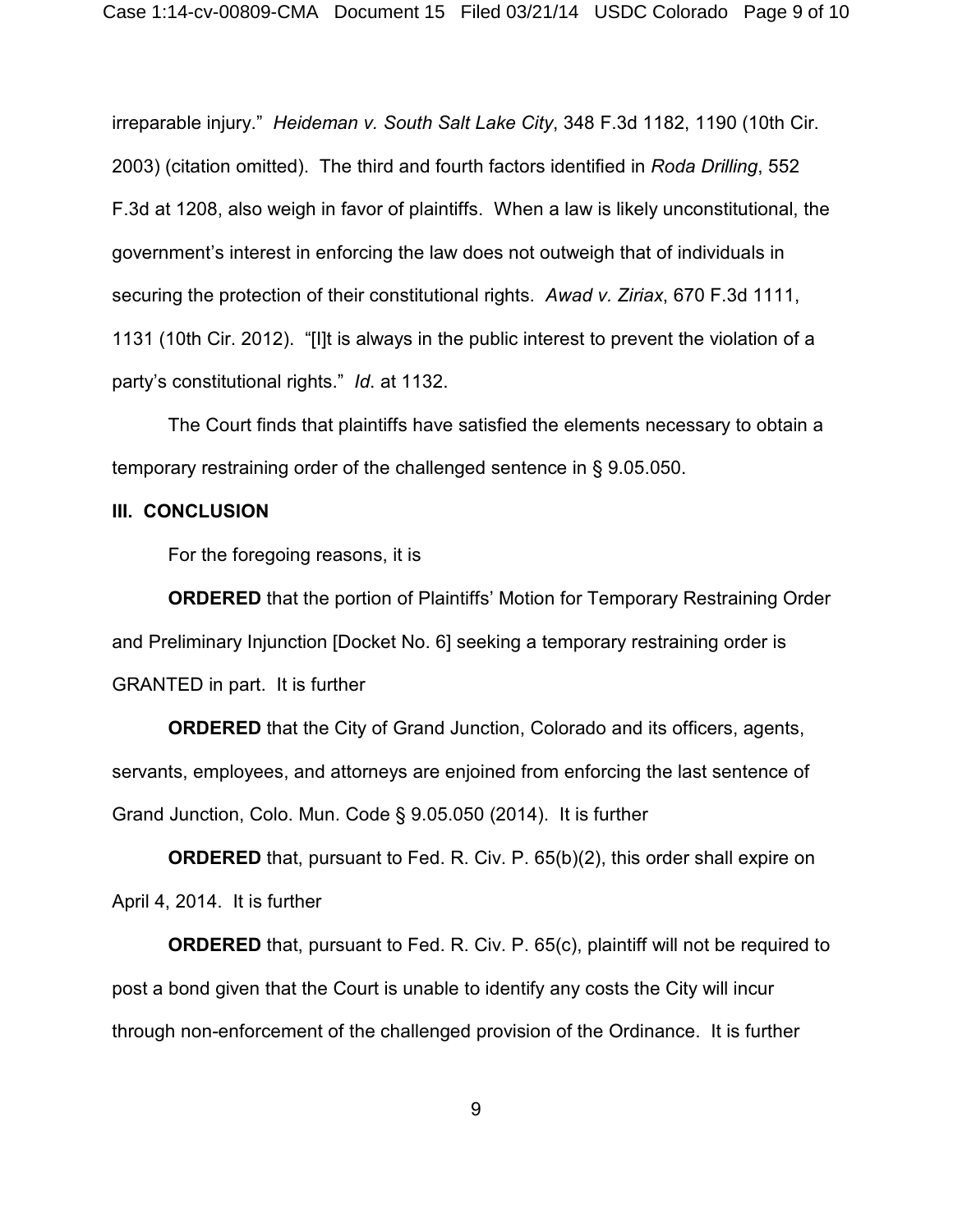irreparable injury." *Heideman v. South Salt Lake City*, 348 F.3d 1182, 1190 (10th Cir. 2003) (citation omitted). The third and fourth factors identified in *Roda Drilling*, 552 F.3d at 1208, also weigh in favor of plaintiffs. When a law is likely unconstitutional, the government's interest in enforcing the law does not outweigh that of individuals in securing the protection of their constitutional rights. *Awad v. Ziriax*, 670 F.3d 1111, 1131 (10th Cir. 2012). "[I]t is always in the public interest to prevent the violation of a party's constitutional rights." *Id*. at 1132.

The Court finds that plaintiffs have satisfied the elements necessary to obtain a temporary restraining order of the challenged sentence in § 9.05.050.

### III. CONCLUSION

For the foregoing reasons, it is

**ORDERED** that the portion of Plaintiffs' Motion for Temporary Restraining Order and Preliminary Injunction [Docket No. 6] seeking a temporary restraining order is GRANTED in part. It is further

**ORDERED** that the City of Grand Junction, Colorado and its officers, agents, servants, employees, and attorneys are enjoined from enforcing the last sentence of Grand Junction, Colo. Mun. Code § 9.05.050 (2014). It is further

**ORDERED** that, pursuant to Fed. R. Civ. P. 65(b)(2), this order shall expire on April 4, 2014. It is further

**ORDERED** that, pursuant to Fed. R. Civ. P. 65(c), plaintiff will not be required to post a bond given that the Court is unable to identify any costs the City will incur through non-enforcement of the challenged provision of the Ordinance. It is further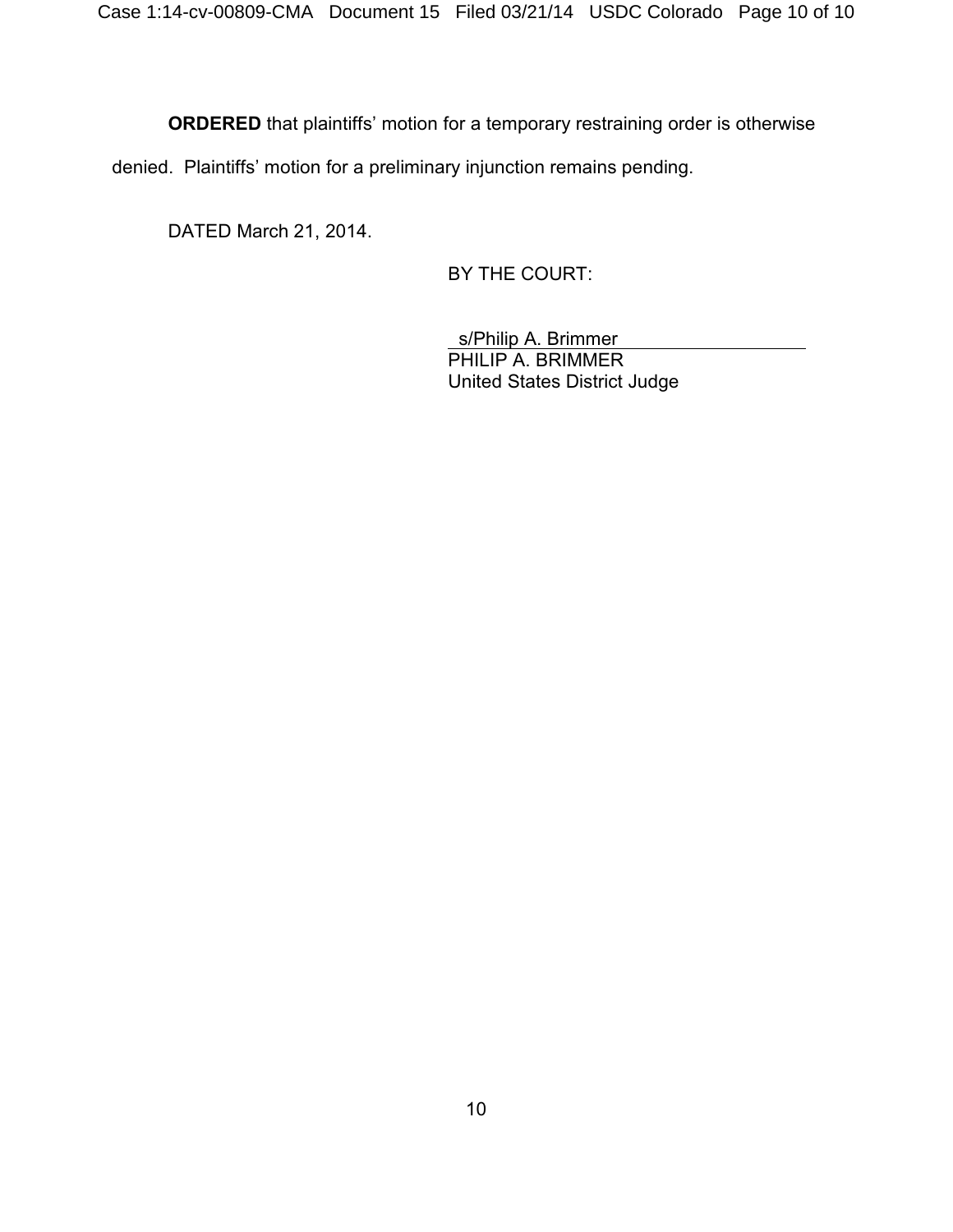**ORDERED** that plaintiffs' motion for a temporary restraining order is otherwise denied. Plaintiffs' motion for a preliminary injunction remains pending.

DATED March 21, 2014.

BY THE COURT:

s/Philip A. Brimmer
PHILIP A. BRIMMER
United States District Judge